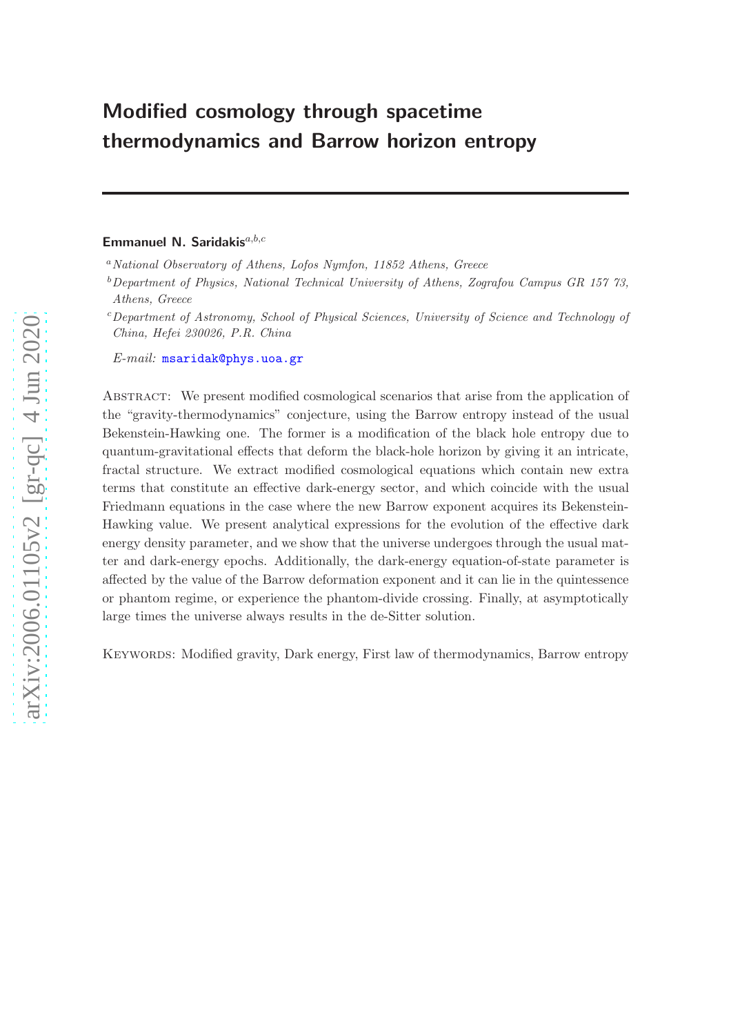# Modified cosmology through spacetime thermodynamics and Barrow horizon entropy

**Emmanuel N. Saridakis**[a,b,c]

[a] *National Observatory of Athens, Lofos Nymfon, 11852 Athens, Greece*

[b] *Department of Physics, National Technical University of Athens, Zografou Campus GR 157 73, Athens, Greece*

[c] *Department of Astronomy, School of Physical Sciences, University of Science and Technology of China, Hefei 230026, P.R. China*

*E-mail:* msaridak@phys.uoa.gr

Abstract: We present modified cosmological scenarios that arise from the application of the "gravity-thermodynamics" conjecture, using the Barrow entropy instead of the usual Bekenstein-Hawking one. The former is a modification of the black hole entropy due to quantum-gravitational effects that deform the black-hole horizon by giving it an intricate, fractal structure. We extract modified cosmological equations which contain new extra terms that constitute an effective dark-energy sector, and which coincide with the usual Friedmann equations in the case where the new Barrow exponent acquires its Bekenstein-Hawking value. We present analytical expressions for the evolution of the effective dark energy density parameter, and we show that the universe undergoes through the usual matter and dark-energy epochs. Additionally, the dark-energy equation-of-state parameter is affected by the value of the Barrow deformation exponent and it can lie in the quintessence or phantom regime, or experience the phantom-divide crossing. Finally, at asymptotically large times the universe always results in the de-Sitter solution.

Keywords: Modified gravity, Dark energy, First law of thermodynamics, Barrow entropy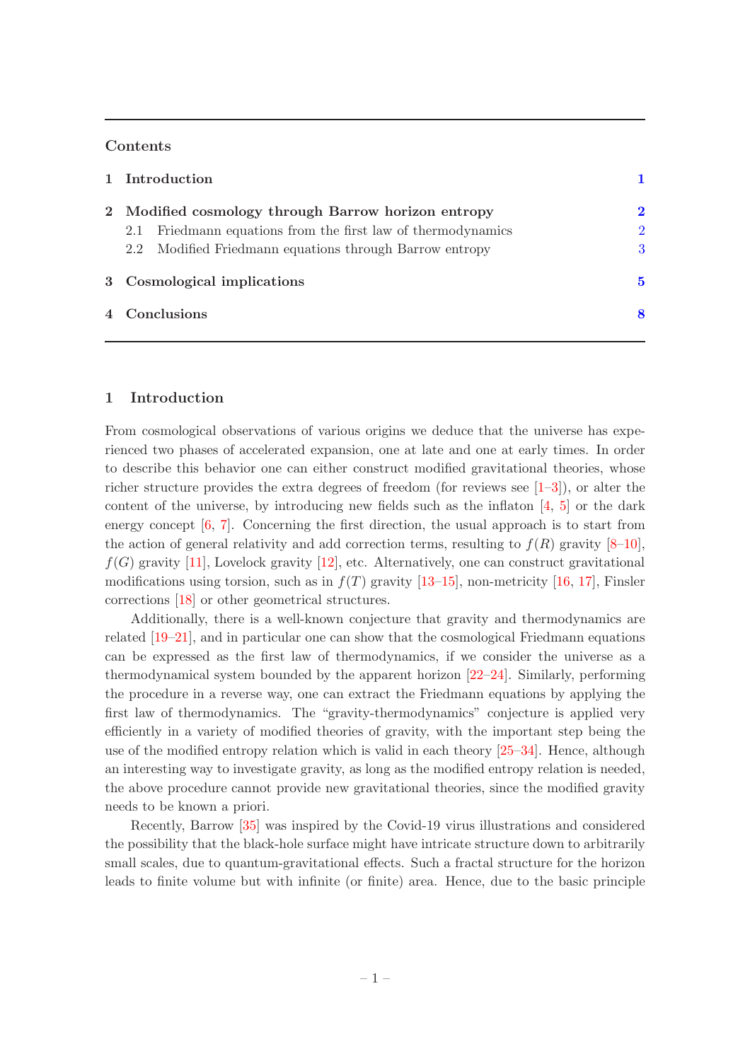## Contents

- 1 Introduction — 1
- 2 Modified cosmology through Barrow horizon entropy — 2
  - 2.1 Friedmann equations from the first law of thermodynamics — 2
  - 2.2 Modified Friedmann equations through Barrow entropy — 3
- 3 Cosmological implications — 5
- 4 Conclusions — 8

# 1 Introduction

From cosmological observations of various origins we deduce that the universe has experienced two phases of accelerated expansion, one at late and one at early times. In order to describe this behavior one can either construct modified gravitational theories, whose richer structure provides the extra degrees of freedom (for reviews see [1–3]), or alter the content of the universe, by introducing new fields such as the inflaton [4, 5] or the dark energy concept [6, 7]. Concerning the first direction, the usual approach is to start from the action of general relativity and add correction terms, resulting to $f(R)$ gravity [8–10], $f(G)$ gravity [11], Lovelock gravity [12], etc. Alternatively, one can construct gravitational modifications using torsion, such as in $f(T)$ gravity [13–15], non-metricity [16, 17], Finsler corrections [18] or other geometrical structures.

Additionally, there is a well-known conjecture that gravity and thermodynamics are related [19–21], and in particular one can show that the cosmological Friedmann equations can be expressed as the first law of thermodynamics, if we consider the universe as a thermodynamical system bounded by the apparent horizon [22–24]. Similarly, performing the procedure in a reverse way, one can extract the Friedmann equations by applying the first law of thermodynamics. The "gravity-thermodynamics" conjecture is applied very efficiently in a variety of modified theories of gravity, with the important step being the use of the modified entropy relation which is valid in each theory [25–34]. Hence, although an interesting way to investigate gravity, as long as the modified entropy relation is needed, the above procedure cannot provide new gravitational theories, since the modified gravity needs to be known a priori.

Recently, Barrow [35] was inspired by the Covid-19 virus illustrations and considered the possibility that the black-hole surface might have intricate structure down to arbitrarily small scales, due to quantum-gravitational effects. Such a fractal structure for the horizon leads to finite volume but with infinite (or finite) area. Hence, due to the basic principle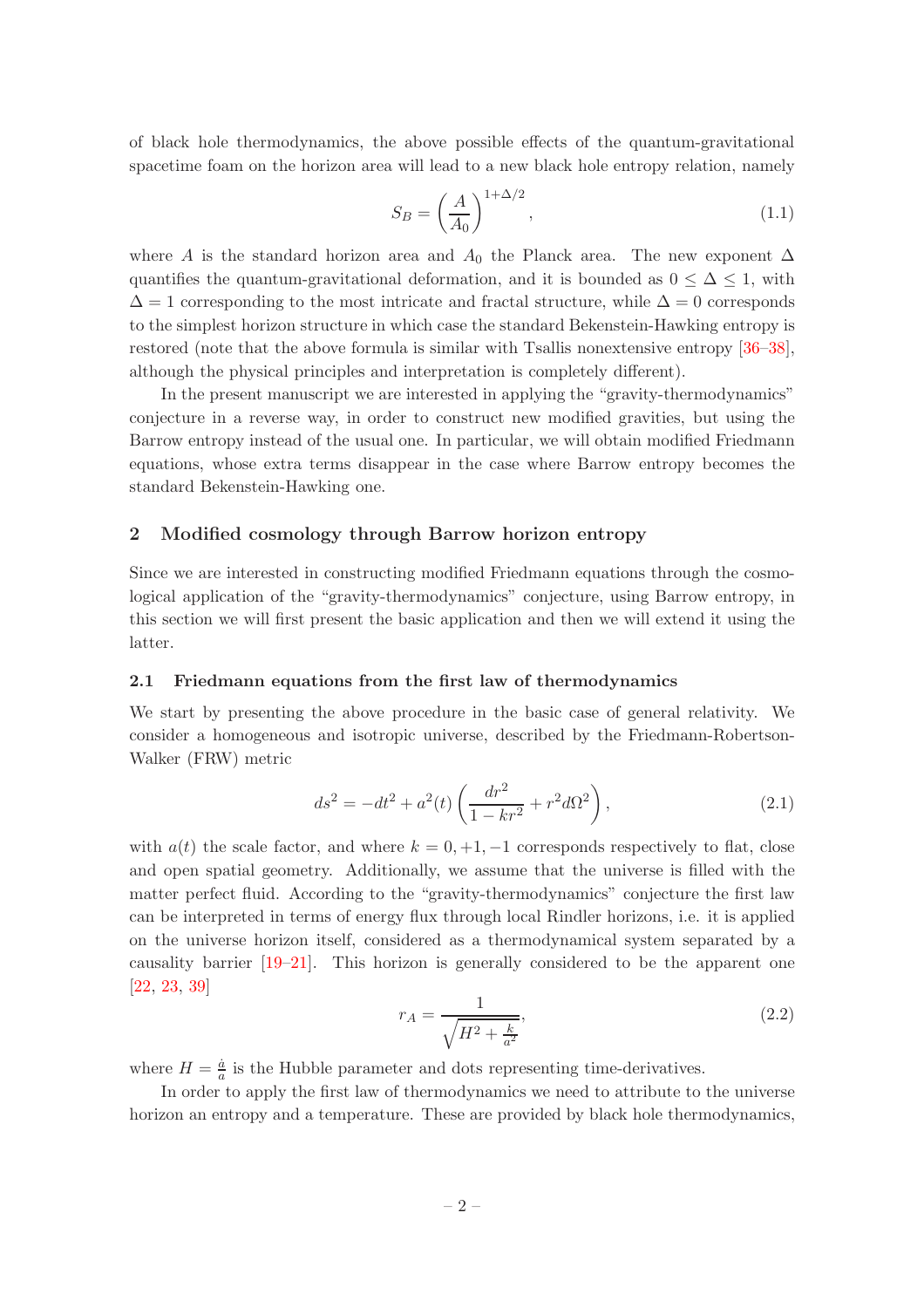of black hole thermodynamics, the above possible effects of the quantum-gravitational spacetime foam on the horizon area will lead to a new black hole entropy relation, namely

$$S_B = \left(\frac{A}{A_0}\right)^{1+\Delta/2}, \tag{1.1}$$

where $A$ is the standard horizon area and $A_0$ the Planck area. The new exponent $\Delta$ quantifies the quantum-gravitational deformation, and it is bounded as $0 \leq \Delta \leq 1$, with $\Delta = 1$ corresponding to the most intricate and fractal structure, while $\Delta = 0$ corresponds to the simplest horizon structure in which case the standard Bekenstein-Hawking entropy is restored (note that the above formula is similar with Tsallis nonextensive entropy [36–38], although the physical principles and interpretation is completely different).

In the present manuscript we are interested in applying the "gravity-thermodynamics" conjecture in a reverse way, in order to construct new modified gravities, but using the Barrow entropy instead of the usual one. In particular, we will obtain modified Friedmann equations, whose extra terms disappear in the case where Barrow entropy becomes the standard Bekenstein-Hawking one.

## 2 Modified cosmology through Barrow horizon entropy

Since we are interested in constructing modified Friedmann equations through the cosmological application of the "gravity-thermodynamics" conjecture, using Barrow entropy, in this section we will first present the basic application and then we will extend it using the latter.

### 2.1 Friedmann equations from the first law of thermodynamics

We start by presenting the above procedure in the basic case of general relativity. We consider a homogeneous and isotropic universe, described by the Friedmann-Robertson-Walker (FRW) metric

$$ds^2 = -dt^2 + a^2(t)\left(\frac{dr^2}{1-kr^2} + r^2 d\Omega^2\right), \tag{2.1}$$

with $a(t)$ the scale factor, and where $k = 0, +1, -1$ corresponds respectively to flat, close and open spatial geometry. Additionally, we assume that the universe is filled with the matter perfect fluid. According to the "gravity-thermodynamics" conjecture the first law can be interpreted in terms of energy flux through local Rindler horizons, i.e. it is applied on the universe horizon itself, considered as a thermodynamical system separated by a causality barrier [19–21]. This horizon is generally considered to be the apparent one [22, 23, 39]

$$r_A = \frac{1}{\sqrt{H^2 + \frac{k}{a^2}}}, \tag{2.2}$$

where $H = \frac{\dot{a}}{a}$ is the Hubble parameter and dots representing time-derivatives.

In order to apply the first law of thermodynamics we need to attribute to the universe horizon an entropy and a temperature. These are provided by black hole thermodynamics,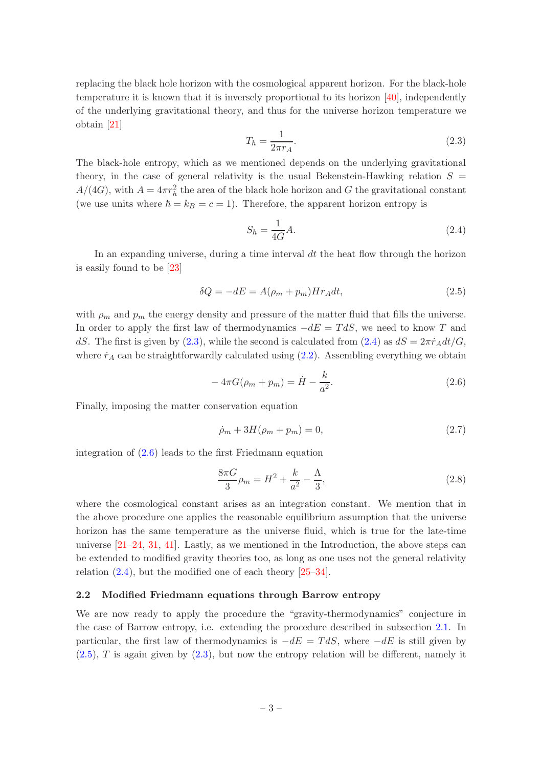replacing the black hole horizon with the cosmological apparent horizon. For the black-hole temperature it is known that it is inversely proportional to its horizon [40], independently of the underlying gravitational theory, and thus for the universe horizon temperature we obtain [21]

$$T_h = \frac{1}{2\pi r_A}. \tag{2.3}$$

The black-hole entropy, which as we mentioned depends on the underlying gravitational theory, in the case of general relativity is the usual Bekenstein-Hawking relation $S = A/(4G)$, with $A = 4\pi r_h^2$ the area of the black hole horizon and $G$ the gravitational constant (we use units where $\hbar = k_B = c = 1$). Therefore, the apparent horizon entropy is

$$S_h = \frac{1}{4G} A. \tag{2.4}$$

In an expanding universe, during a time interval $dt$ the heat flow through the horizon is easily found to be [23]

$$\delta Q = -dE = A(\rho_m + p_m) H r_A dt, \tag{2.5}$$

with $\rho_m$ and $p_m$ the energy density and pressure of the matter fluid that fills the universe. In order to apply the first law of thermodynamics $-dE = TdS$, we need to know $T$ and $dS$. The first is given by (2.3), while the second is calculated from (2.4) as $dS = 2\pi \dot{r}_A dt/G$, where $\dot{r}_A$ can be straightforwardly calculated using (2.2). Assembling everything we obtain

$$-4\pi G(\rho_m + p_m) = \dot{H} - \frac{k}{a^2}. \tag{2.6}$$

Finally, imposing the matter conservation equation

$$\dot{\rho}_m + 3H(\rho_m + p_m) = 0, \tag{2.7}$$

integration of (2.6) leads to the first Friedmann equation

$$\frac{8\pi G}{3}\rho_m = H^2 + \frac{k}{a^2} - \frac{\Lambda}{3}, \tag{2.8}$$

where the cosmological constant arises as an integration constant. We mention that in the above procedure one applies the reasonable equilibrium assumption that the universe horizon has the same temperature as the universe fluid, which is true for the late-time universe [21–24, 31, 41]. Lastly, as we mentioned in the Introduction, the above steps can be extended to modified gravity theories too, as long as one uses not the general relativity relation (2.4), but the modified one of each theory [25–34].

### 2.2 Modified Friedmann equations through Barrow entropy

We are now ready to apply the procedure the "gravity-thermodynamics" conjecture in the case of Barrow entropy, i.e. extending the procedure described in subsection 2.1. In particular, the first law of thermodynamics is $-dE = TdS$, where $-dE$ is still given by (2.5), $T$ is again given by (2.3), but now the entropy relation will be different, namely it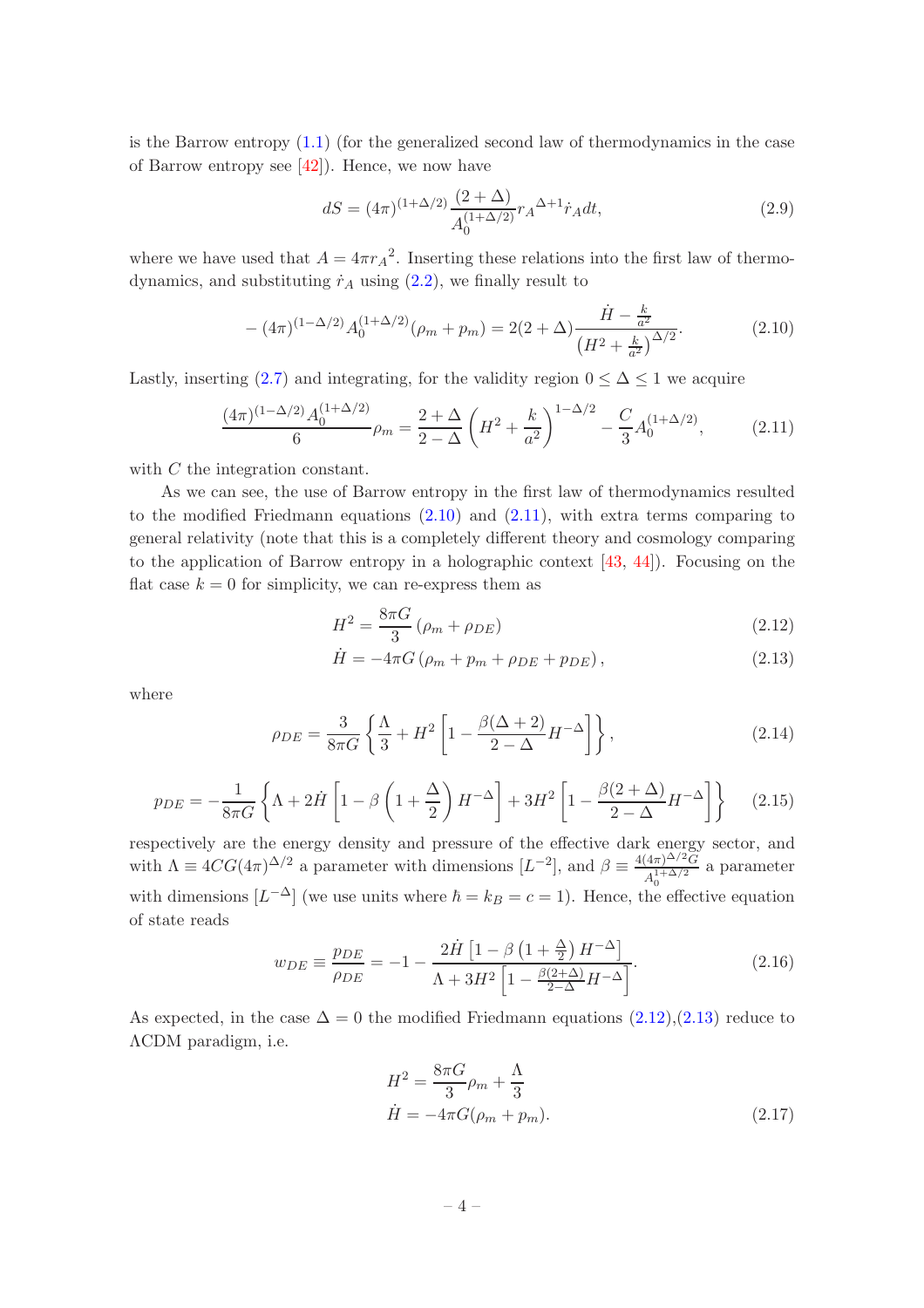is the Barrow entropy (1.1) (for the generalized second law of thermodynamics in the case of Barrow entropy see [42]). Hence, we now have

$$dS = (4\pi)^{(1+\Delta/2)} \frac{(2+\Delta)}{A_0^{(1+\Delta/2)}} {r_A}^{\Delta+1} \dot{r}_A dt, \tag{2.9}$$

where we have used that $A = 4\pi {r_A}^2$. Inserting these relations into the first law of thermodynamics, and substituting $\dot{r}_A$ using (2.2), we finally result to

$$-(4\pi)^{(1-\Delta/2)} A_0^{(1+\Delta/2)} (\rho_m + p_m) = 2(2+\Delta) \frac{\dot{H} - \frac{k}{a^2}}{\left(H^2 + \frac{k}{a^2}\right)^{\Delta/2}}. \tag{2.10}$$

Lastly, inserting (2.7) and integrating, for the validity region $0 \leq \Delta \leq 1$ we acquire

$$\frac{(4\pi)^{(1-\Delta/2)} A_0^{(1+\Delta/2)}}{6} \rho_m = \frac{2+\Delta}{2-\Delta} \left(H^2 + \frac{k}{a^2}\right)^{1-\Delta/2} - \frac{C}{3} A_0^{(1+\Delta/2)}, \tag{2.11}$$

with $C$ the integration constant.

As we can see, the use of Barrow entropy in the first law of thermodynamics resulted to the modified Friedmann equations (2.10) and (2.11), with extra terms comparing to general relativity (note that this is a completely different theory and cosmology comparing to the application of Barrow entropy in a holographic context [43, 44]). Focusing on the flat case $k = 0$ for simplicity, we can re-express them as

$$H^2 = \frac{8\pi G}{3} (\rho_m + \rho_{DE}) \tag{2.12}$$

$$\dot{H} = -4\pi G (\rho_m + p_m + \rho_{DE} + p_{DE}), \tag{2.13}$$

where

$$\rho_{DE} = \frac{3}{8\pi G} \left\{ \frac{\Lambda}{3} + H^2 \left[1 - \frac{\beta(\Delta+2)}{2-\Delta} H^{-\Delta}\right] \right\}, \tag{2.14}$$

$$p_{DE} = -\frac{1}{8\pi G} \left\{ \Lambda + 2\dot{H} \left[1 - \beta \left(1 + \frac{\Delta}{2}\right) H^{-\Delta}\right] + 3H^2 \left[1 - \frac{\beta(2+\Delta)}{2-\Delta} H^{-\Delta}\right] \right\} \tag{2.15}$$

respectively are the energy density and pressure of the effective dark energy sector, and with $\Lambda \equiv 4CG(4\pi)^{\Delta/2}$ a parameter with dimensions $[L^{-2}]$, and $\beta \equiv \frac{4(4\pi)^{\Delta/2} G}{A_0^{1+\Delta/2}}$ a parameter with dimensions $[L^{-\Delta}]$ (we use units where $\hbar = k_B = c = 1$). Hence, the effective equation of state reads

$$w_{DE} \equiv \frac{p_{DE}}{\rho_{DE}} = -1 - \frac{2\dot{H}\left[1 - \beta\left(1 + \frac{\Delta}{2}\right) H^{-\Delta}\right]}{\Lambda + 3H^2 \left[1 - \frac{\beta(2+\Delta)}{2-\Delta} H^{-\Delta}\right]}. \tag{2.16}$$

As expected, in the case $\Delta = 0$ the modified Friedmann equations (2.12),(2.13) reduce to $\Lambda$CDM paradigm, i.e.

$$\begin{aligned} H^2 &= \frac{8\pi G}{3} \rho_m + \frac{\Lambda}{3} \\ \dot{H} &= -4\pi G (\rho_m + p_m). \end{aligned} \tag{2.17}$$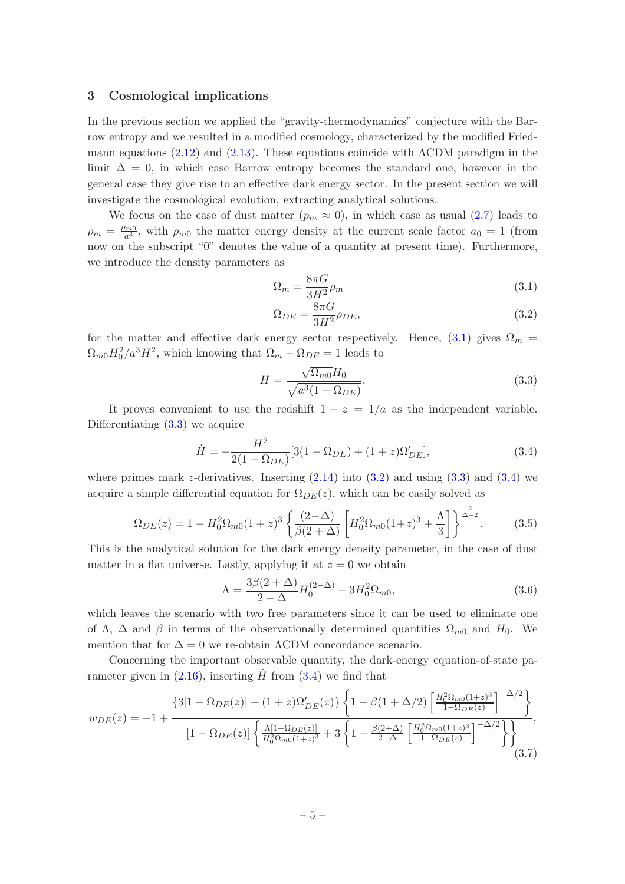## 3 Cosmological implications

In the previous section we applied the "gravity-thermodynamics" conjecture with the Barrow entropy and we resulted in a modified cosmology, characterized by the modified Friedmann equations (2.12) and (2.13). These equations coincide with ΛCDM paradigm in the limit $\Delta = 0$, in which case Barrow entropy becomes the standard one, however in the general case they give rise to an effective dark energy sector. In the present section we will investigate the cosmological evolution, extracting analytical solutions.

We focus on the case of dust matter ($p_m \approx 0$), in which case as usual (2.7) leads to $\rho_m = \frac{\rho_{m0}}{a^3}$, with $\rho_{m0}$ the matter energy density at the current scale factor $a_0 = 1$ (from now on the subscript "0" denotes the value of a quantity at present time). Furthermore, we introduce the density parameters as

$$\Omega_m = \frac{8\pi G}{3H^2}\rho_m \tag{3.1}$$

$$\Omega_{DE} = \frac{8\pi G}{3H^2}\rho_{DE}, \tag{3.2}$$

for the matter and effective dark energy sector respectively. Hence, (3.1) gives $\Omega_m = \Omega_{m0}H_0^2/a^3H^2$, which knowing that $\Omega_m + \Omega_{DE} = 1$ leads to

$$H = \frac{\sqrt{\Omega_{m0}}H_0}{\sqrt{a^3(1-\Omega_{DE})}}. \tag{3.3}$$

It proves convenient to use the redshift $1 + z = 1/a$ as the independent variable. Differentiating (3.3) we acquire

$$\dot{H} = -\frac{H^2}{2(1-\Omega_{DE})}[3(1-\Omega_{DE}) + (1+z)\Omega'_{DE}], \tag{3.4}$$

where primes mark $z$-derivatives. Inserting (2.14) into (3.2) and using (3.3) and (3.4) we acquire a simple differential equation for $\Omega_{DE}(z)$, which can be easily solved as

$$\Omega_{DE}(z) = 1 - H_0^2\Omega_{m0}(1+z)^3 \left\{\frac{(2-\Delta)}{\beta(2+\Delta)}\left[H_0^2\Omega_{m0}(1+z)^3 + \frac{\Lambda}{3}\right]\right\}^{\frac{2}{\Delta-2}}. \tag{3.5}$$

This is the analytical solution for the dark energy density parameter, in the case of dust matter in a flat universe. Lastly, applying it at $z = 0$ we obtain

$$\Lambda = \frac{3\beta(2+\Delta)}{2-\Delta}H_0^{(2-\Delta)} - 3H_0^2\Omega_{m0}, \tag{3.6}$$

which leaves the scenario with two free parameters since it can be used to eliminate one of $\Lambda$, $\Delta$ and $\beta$ in terms of the observationally determined quantities $\Omega_{m0}$ and $H_0$. We mention that for $\Delta = 0$ we re-obtain ΛCDM concordance scenario.

Concerning the important observable quantity, the dark-energy equation-of-state parameter given in (2.16), inserting $\dot{H}$ from (3.4) we find that

$$w_{DE}(z) = -1 + \frac{\{3[1-\Omega_{DE}(z)] + (1+z)\Omega'_{DE}(z)\}\left\{1 - \beta(1+\Delta/2)\left[\frac{H_0^2\Omega_{m0}(1+z)^3}{1-\Omega_{DE}(z)}\right]^{-\Delta/2}\right\}}{[1-\Omega_{DE}(z)]\left\{\frac{\Lambda[1-\Omega_{DE}(z)]}{H_0^2\Omega_{m0}(1+z)^3} + 3\left\{1 - \frac{\beta(2+\Delta)}{2-\Delta}\left[\frac{H_0^2\Omega_{m0}(1+z)^3}{1-\Omega_{DE}(z)}\right]^{-\Delta/2}\right\}\right\}}, \tag{3.7}$$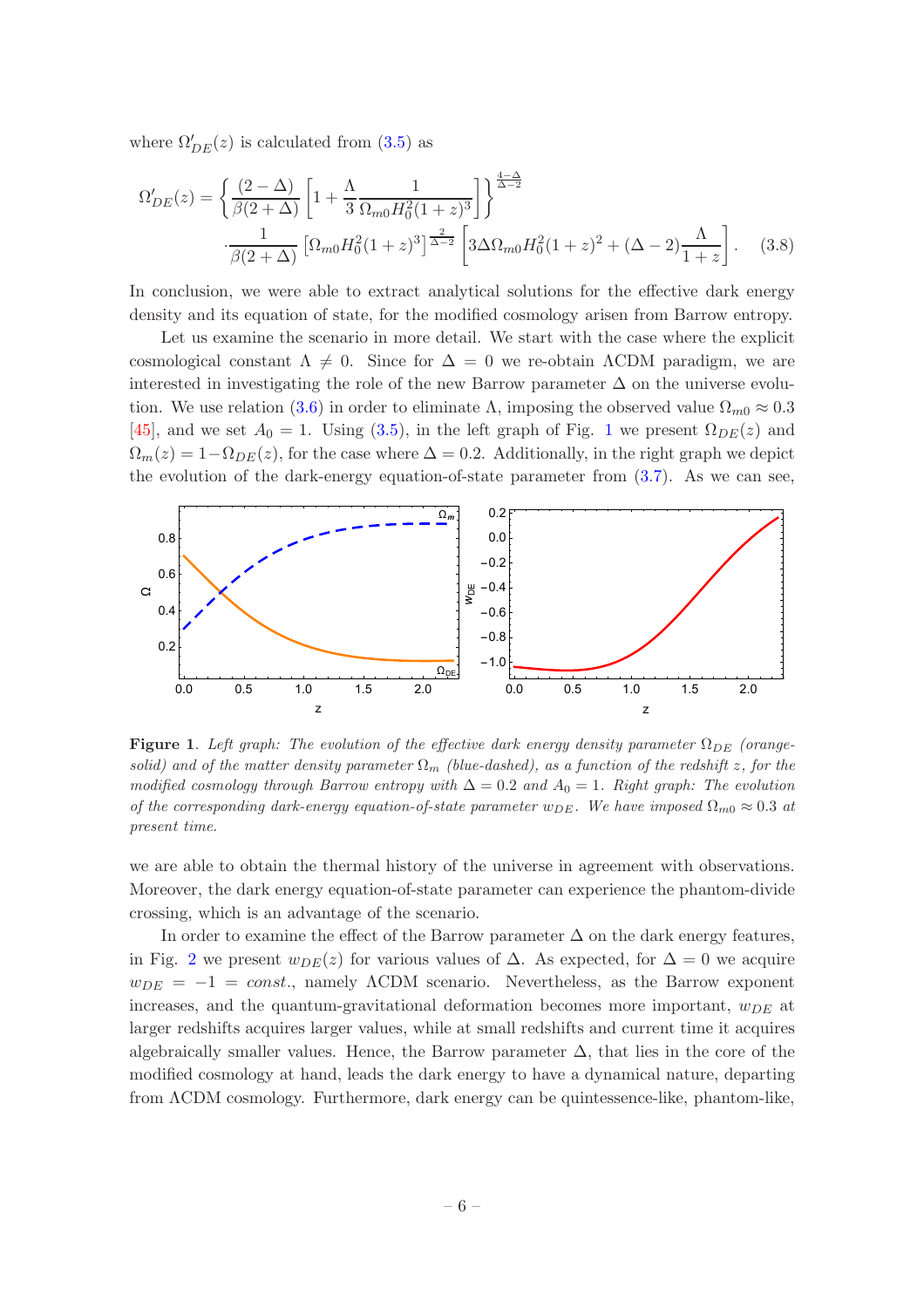where $\Omega'_{DE}(z)$ is calculated from (3.5) as

$$\Omega'_{DE}(z) = \left\{ \frac{(2-\Delta)}{\beta(2+\Delta)} \left[ 1 + \frac{\Lambda}{3} \frac{1}{\Omega_{m0} H_0^2 (1+z)^3} \right] \right\}^{\frac{4-\Delta}{\Delta-2}}$$
$$\cdot \frac{1}{\beta(2+\Delta)} \left[ \Omega_{m0} H_0^2 (1+z)^3 \right]^{\frac{2}{\Delta-2}} \left[ 3\Delta \Omega_{m0} H_0^2 (1+z)^2 + (\Delta-2) \frac{\Lambda}{1+z} \right]. \quad (3.8)$$

In conclusion, we were able to extract analytical solutions for the effective dark energy density and its equation of state, for the modified cosmology arisen from Barrow entropy.

Let us examine the scenario in more detail. We start with the case where the explicit cosmological constant $\Lambda \neq 0$. Since for $\Delta = 0$ we re-obtain $\Lambda$CDM paradigm, we are interested in investigating the role of the new Barrow parameter $\Delta$ on the universe evolution. We use relation (3.6) in order to eliminate $\Lambda$, imposing the observed value $\Omega_{m0} \approx 0.3$ [45], and we set $A_0 = 1$. Using (3.5), in the left graph of Fig. 1 we present $\Omega_{DE}(z)$ and $\Omega_m(z) = 1 - \Omega_{DE}(z)$, for the case where $\Delta = 0.2$. Additionally, in the right graph we depict the evolution of the dark-energy equation-of-state parameter from (3.7). As we can see,

**Figure 1**. *Left graph: The evolution of the effective dark energy density parameter $\Omega_{DE}$ (orange-solid) and of the matter density parameter $\Omega_m$ (blue-dashed), as a function of the redshift $z$, for the modified cosmology through Barrow entropy with $\Delta = 0.2$ and $A_0 = 1$. Right graph: The evolution of the corresponding dark-energy equation-of-state parameter $w_{DE}$. We have imposed $\Omega_{m0} \approx 0.3$ at present time.*

we are able to obtain the thermal history of the universe in agreement with observations. Moreover, the dark energy equation-of-state parameter can experience the phantom-divide crossing, which is an advantage of the scenario.

In order to examine the effect of the Barrow parameter $\Delta$ on the dark energy features, in Fig. 2 we present $w_{DE}(z)$ for various values of $\Delta$. As expected, for $\Delta = 0$ we acquire $w_{DE} = -1 = const.$, namely $\Lambda$CDM scenario. Nevertheless, as the Barrow exponent increases, and the quantum-gravitational deformation becomes more important, $w_{DE}$ at larger redshifts acquires larger values, while at small redshifts and current time it acquires algebraically smaller values. Hence, the Barrow parameter $\Delta$, that lies in the core of the modified cosmology at hand, leads the dark energy to have a dynamical nature, departing from $\Lambda$CDM cosmology. Furthermore, dark energy can be quintessence-like, phantom-like,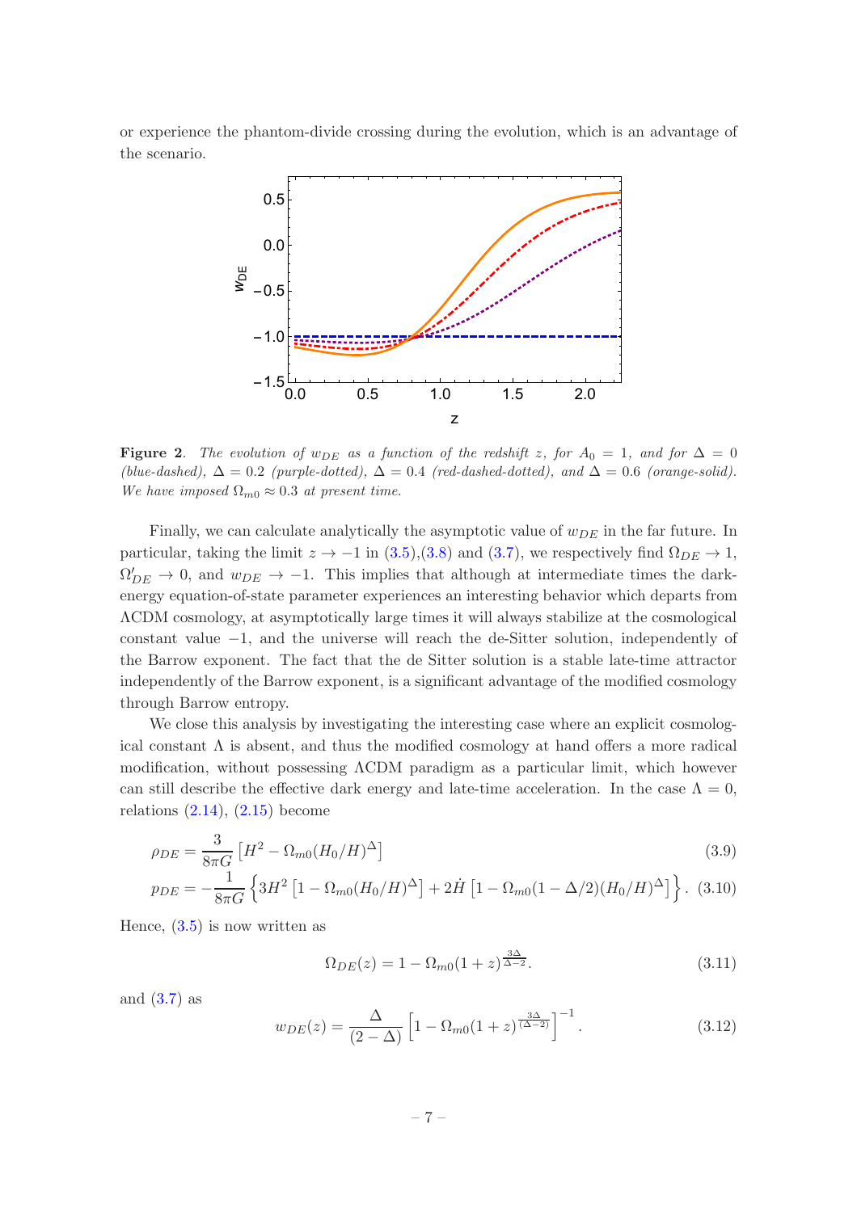or experience the phantom-divide crossing during the evolution, which is an advantage of the scenario.

**Figure 2**. *The evolution of $w_{DE}$ as a function of the redshift $z$, for $A_0 = 1$, and for $\Delta = 0$ (blue-dashed), $\Delta = 0.2$ (purple-dotted), $\Delta = 0.4$ (red-dashed-dotted), and $\Delta = 0.6$ (orange-solid). We have imposed $\Omega_{m0} \approx 0.3$ at present time.*

Finally, we can calculate analytically the asymptotic value of $w_{DE}$ in the far future. In particular, taking the limit $z \to -1$ in (3.5),(3.8) and (3.7), we respectively find $\Omega_{DE} \to 1$, $\Omega'_{DE} \to 0$, and $w_{DE} \to -1$. This implies that although at intermediate times the dark-energy equation-of-state parameter experiences an interesting behavior which departs from ΛCDM cosmology, at asymptotically large times it will always stabilize at the cosmological constant value $-1$, and the universe will reach the de-Sitter solution, independently of the Barrow exponent. The fact that the de Sitter solution is a stable late-time attractor independently of the Barrow exponent, is a significant advantage of the modified cosmology through Barrow entropy.

We close this analysis by investigating the interesting case where an explicit cosmological constant $\Lambda$ is absent, and thus the modified cosmology at hand offers a more radical modification, without possessing ΛCDM paradigm as a particular limit, which however can still describe the effective dark energy and late-time acceleration. In the case $\Lambda = 0$, relations (2.14), (2.15) become

$$\rho_{DE} = \frac{3}{8\pi G}\left[H^2 - \Omega_{m0}(H_0/H)^{\Delta}\right] \tag{3.9}$$

$$p_{DE} = -\frac{1}{8\pi G}\left\{3H^2\left[1 - \Omega_{m0}(H_0/H)^{\Delta}\right] + 2\dot{H}\left[1 - \Omega_{m0}(1-\Delta/2)(H_0/H)^{\Delta}\right]\right\}. \tag{3.10}$$

Hence, (3.5) is now written as

$$\Omega_{DE}(z) = 1 - \Omega_{m0}(1+z)^{\frac{3\Delta}{\Delta-2}}. \tag{3.11}$$

and (3.7) as

$$w_{DE}(z) = \frac{\Delta}{(2-\Delta)}\left[1 - \Omega_{m0}(1+z)^{\frac{3\Delta}{(\Delta-2)}}\right]^{-1}. \tag{3.12}$$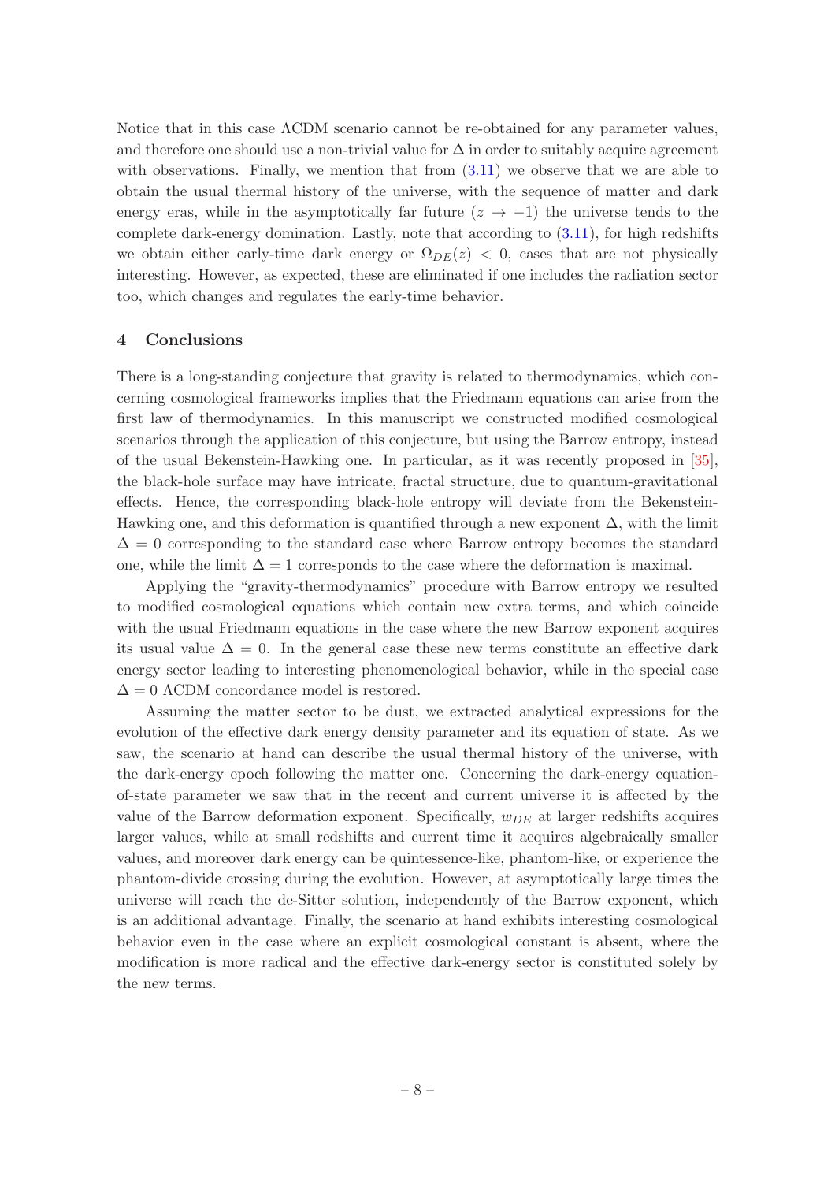Notice that in this case ΛCDM scenario cannot be re-obtained for any parameter values, and therefore one should use a non-trivial value for $\Delta$ in order to suitably acquire agreement with observations. Finally, we mention that from (3.11) we observe that we are able to obtain the usual thermal history of the universe, with the sequence of matter and dark energy eras, while in the asymptotically far future ($z \to -1$) the universe tends to the complete dark-energy domination. Lastly, note that according to (3.11), for high redshifts we obtain either early-time dark energy or $\Omega_{DE}(z) < 0$, cases that are not physically interesting. However, as expected, these are eliminated if one includes the radiation sector too, which changes and regulates the early-time behavior.

## 4 Conclusions

There is a long-standing conjecture that gravity is related to thermodynamics, which concerning cosmological frameworks implies that the Friedmann equations can arise from the first law of thermodynamics. In this manuscript we constructed modified cosmological scenarios through the application of this conjecture, but using the Barrow entropy, instead of the usual Bekenstein-Hawking one. In particular, as it was recently proposed in [35], the black-hole surface may have intricate, fractal structure, due to quantum-gravitational effects. Hence, the corresponding black-hole entropy will deviate from the Bekenstein-Hawking one, and this deformation is quantified through a new exponent $\Delta$, with the limit $\Delta = 0$ corresponding to the standard case where Barrow entropy becomes the standard one, while the limit $\Delta = 1$ corresponds to the case where the deformation is maximal.

Applying the "gravity-thermodynamics" procedure with Barrow entropy we resulted to modified cosmological equations which contain new extra terms, and which coincide with the usual Friedmann equations in the case where the new Barrow exponent acquires its usual value $\Delta = 0$. In the general case these new terms constitute an effective dark energy sector leading to interesting phenomenological behavior, while in the special case $\Delta = 0$ ΛCDM concordance model is restored.

Assuming the matter sector to be dust, we extracted analytical expressions for the evolution of the effective dark energy density parameter and its equation of state. As we saw, the scenario at hand can describe the usual thermal history of the universe, with the dark-energy epoch following the matter one. Concerning the dark-energy equation-of-state parameter we saw that in the recent and current universe it is affected by the value of the Barrow deformation exponent. Specifically, $w_{DE}$ at larger redshifts acquires larger values, while at small redshifts and current time it acquires algebraically smaller values, and moreover dark energy can be quintessence-like, phantom-like, or experience the phantom-divide crossing during the evolution. However, at asymptotically large times the universe will reach the de-Sitter solution, independently of the Barrow exponent, which is an additional advantage. Finally, the scenario at hand exhibits interesting cosmological behavior even in the case where an explicit cosmological constant is absent, where the modification is more radical and the effective dark-energy sector is constituted solely by the new terms.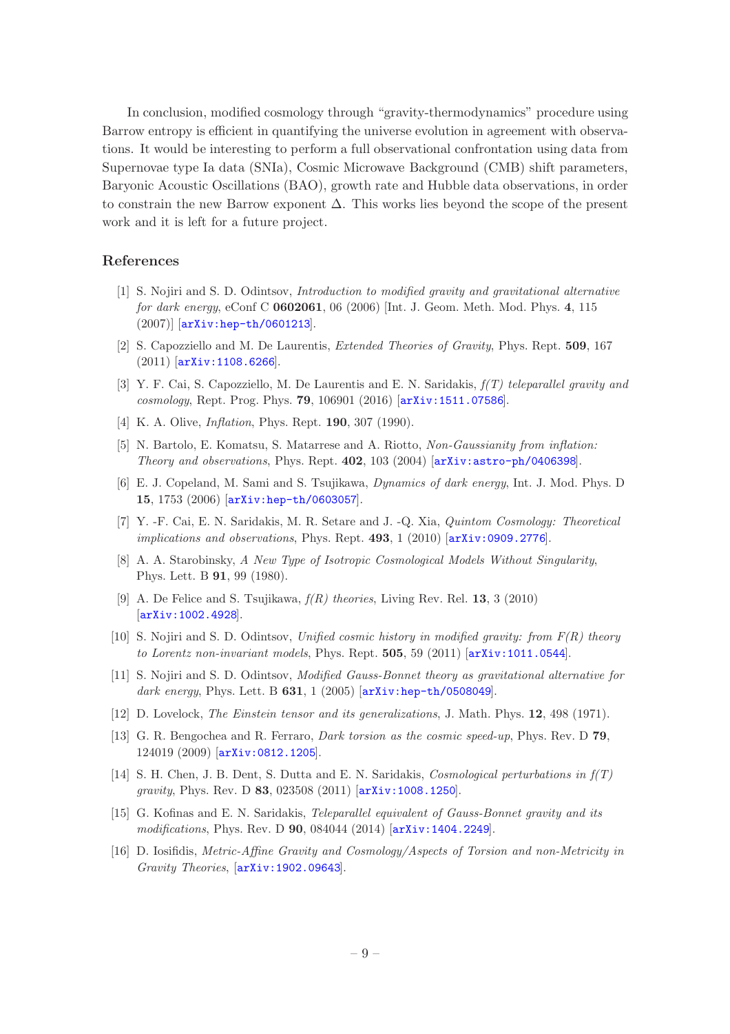In conclusion, modified cosmology through "gravity-thermodynamics" procedure using Barrow entropy is efficient in quantifying the universe evolution in agreement with observations. It would be interesting to perform a full observational confrontation using data from Supernovae type Ia data (SNIa), Cosmic Microwave Background (CMB) shift parameters, Baryonic Acoustic Oscillations (BAO), growth rate and Hubble data observations, in order to constrain the new Barrow exponent $\Delta$. This works lies beyond the scope of the present work and it is left for a future project.

## References

[1] S. Nojiri and S. D. Odintsov, *Introduction to modified gravity and gravitational alternative for dark energy*, eConf C **0602061**, 06 (2006) [Int. J. Geom. Meth. Mod. Phys. **4**, 115 (2007)] [arXiv:hep-th/0601213].

[2] S. Capozziello and M. De Laurentis, *Extended Theories of Gravity*, Phys. Rept. **509**, 167 (2011) [arXiv:1108.6266].

[3] Y. F. Cai, S. Capozziello, M. De Laurentis and E. N. Saridakis, *f(T) teleparallel gravity and cosmology*, Rept. Prog. Phys. **79**, 106901 (2016) [arXiv:1511.07586].

[4] K. A. Olive, *Inflation*, Phys. Rept. **190**, 307 (1990).

[5] N. Bartolo, E. Komatsu, S. Matarrese and A. Riotto, *Non-Gaussianity from inflation: Theory and observations*, Phys. Rept. **402**, 103 (2004) [arXiv:astro-ph/0406398].

[6] E. J. Copeland, M. Sami and S. Tsujikawa, *Dynamics of dark energy*, Int. J. Mod. Phys. D **15**, 1753 (2006) [arXiv:hep-th/0603057].

[7] Y. -F. Cai, E. N. Saridakis, M. R. Setare and J. -Q. Xia, *Quintom Cosmology: Theoretical implications and observations*, Phys. Rept. **493**, 1 (2010) [arXiv:0909.2776].

[8] A. A. Starobinsky, *A New Type of Isotropic Cosmological Models Without Singularity*, Phys. Lett. B **91**, 99 (1980).

[9] A. De Felice and S. Tsujikawa, *f(R) theories*, Living Rev. Rel. **13**, 3 (2010) [arXiv:1002.4928].

[10] S. Nojiri and S. D. Odintsov, *Unified cosmic history in modified gravity: from F(R) theory to Lorentz non-invariant models*, Phys. Rept. **505**, 59 (2011) [arXiv:1011.0544].

[11] S. Nojiri and S. D. Odintsov, *Modified Gauss-Bonnet theory as gravitational alternative for dark energy*, Phys. Lett. B **631**, 1 (2005) [arXiv:hep-th/0508049].

[12] D. Lovelock, *The Einstein tensor and its generalizations*, J. Math. Phys. **12**, 498 (1971).

[13] G. R. Bengochea and R. Ferraro, *Dark torsion as the cosmic speed-up*, Phys. Rev. D **79**, 124019 (2009) [arXiv:0812.1205].

[14] S. H. Chen, J. B. Dent, S. Dutta and E. N. Saridakis, *Cosmological perturbations in f(T) gravity*, Phys. Rev. D **83**, 023508 (2011) [arXiv:1008.1250].

[15] G. Kofinas and E. N. Saridakis, *Teleparallel equivalent of Gauss-Bonnet gravity and its modifications*, Phys. Rev. D **90**, 084044 (2014) [arXiv:1404.2249].

[16] D. Iosifidis, *Metric-Affine Gravity and Cosmology/Aspects of Torsion and non-Metricity in Gravity Theories*, [arXiv:1902.09643].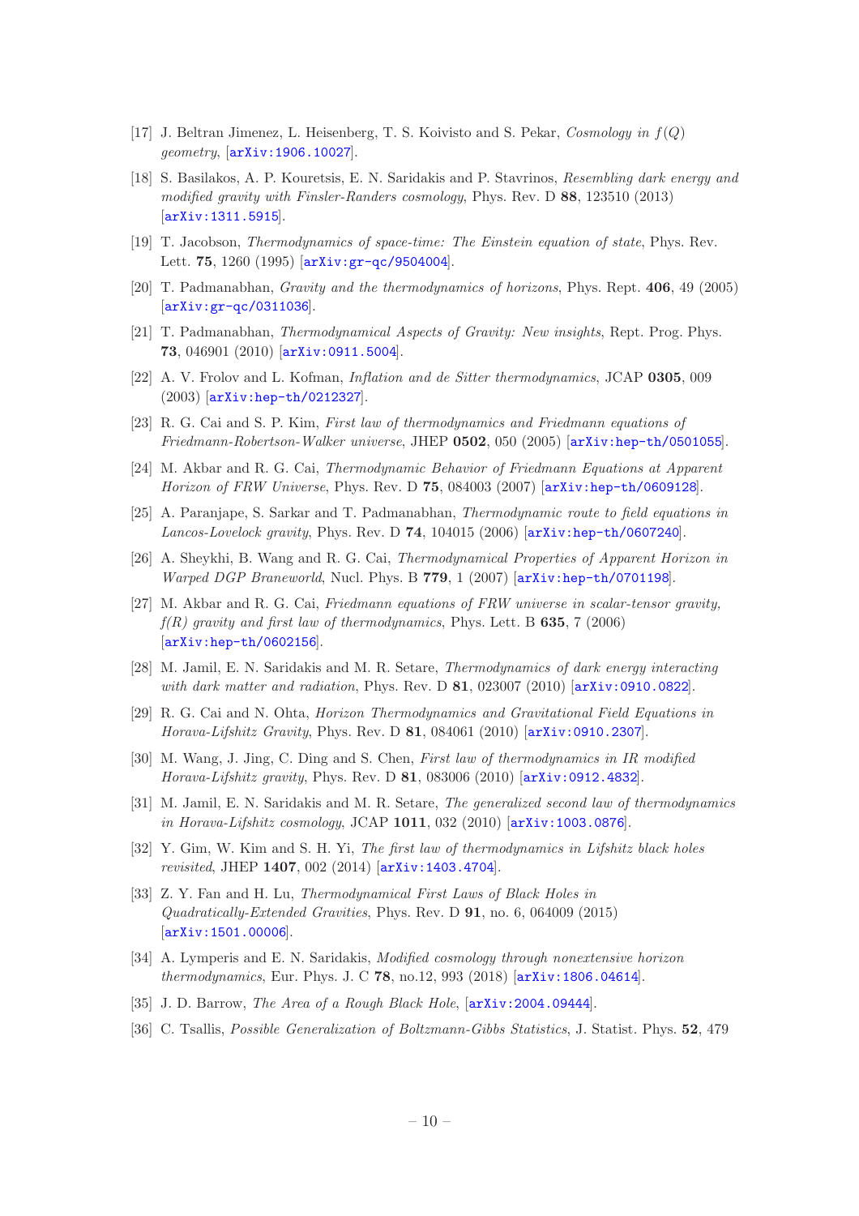[17] J. Beltran Jimenez, L. Heisenberg, T. S. Koivisto and S. Pekar, *Cosmology in $f(Q)$ geometry*, [arXiv:1906.10027].

[18] S. Basilakos, A. P. Kouretsis, E. N. Saridakis and P. Stavrinos, *Resembling dark energy and modified gravity with Finsler-Randers cosmology*, Phys. Rev. D **88**, 123510 (2013) [arXiv:1311.5915].

[19] T. Jacobson, *Thermodynamics of space-time: The Einstein equation of state*, Phys. Rev. Lett. **75**, 1260 (1995) [arXiv:gr-qc/9504004].

[20] T. Padmanabhan, *Gravity and the thermodynamics of horizons*, Phys. Rept. **406**, 49 (2005) [arXiv:gr-qc/0311036].

[21] T. Padmanabhan, *Thermodynamical Aspects of Gravity: New insights*, Rept. Prog. Phys. **73**, 046901 (2010) [arXiv:0911.5004].

[22] A. V. Frolov and L. Kofman, *Inflation and de Sitter thermodynamics*, JCAP **0305**, 009 (2003) [arXiv:hep-th/0212327].

[23] R. G. Cai and S. P. Kim, *First law of thermodynamics and Friedmann equations of Friedmann-Robertson-Walker universe*, JHEP **0502**, 050 (2005) [arXiv:hep-th/0501055].

[24] M. Akbar and R. G. Cai, *Thermodynamic Behavior of Friedmann Equations at Apparent Horizon of FRW Universe*, Phys. Rev. D **75**, 084003 (2007) [arXiv:hep-th/0609128].

[25] A. Paranjape, S. Sarkar and T. Padmanabhan, *Thermodynamic route to field equations in Lancos-Lovelock gravity*, Phys. Rev. D **74**, 104015 (2006) [arXiv:hep-th/0607240].

[26] A. Sheykhi, B. Wang and R. G. Cai, *Thermodynamical Properties of Apparent Horizon in Warped DGP Braneworld*, Nucl. Phys. B **779**, 1 (2007) [arXiv:hep-th/0701198].

[27] M. Akbar and R. G. Cai, *Friedmann equations of FRW universe in scalar-tensor gravity, f(R) gravity and first law of thermodynamics*, Phys. Lett. B **635**, 7 (2006) [arXiv:hep-th/0602156].

[28] M. Jamil, E. N. Saridakis and M. R. Setare, *Thermodynamics of dark energy interacting with dark matter and radiation*, Phys. Rev. D **81**, 023007 (2010) [arXiv:0910.0822].

[29] R. G. Cai and N. Ohta, *Horizon Thermodynamics and Gravitational Field Equations in Horava-Lifshitz Gravity*, Phys. Rev. D **81**, 084061 (2010) [arXiv:0910.2307].

[30] M. Wang, J. Jing, C. Ding and S. Chen, *First law of thermodynamics in IR modified Horava-Lifshitz gravity*, Phys. Rev. D **81**, 083006 (2010) [arXiv:0912.4832].

[31] M. Jamil, E. N. Saridakis and M. R. Setare, *The generalized second law of thermodynamics in Horava-Lifshitz cosmology*, JCAP **1011**, 032 (2010) [arXiv:1003.0876].

[32] Y. Gim, W. Kim and S. H. Yi, *The first law of thermodynamics in Lifshitz black holes revisited*, JHEP **1407**, 002 (2014) [arXiv:1403.4704].

[33] Z. Y. Fan and H. Lu, *Thermodynamical First Laws of Black Holes in Quadratically-Extended Gravities*, Phys. Rev. D **91**, no. 6, 064009 (2015) [arXiv:1501.00006].

[34] A. Lymperis and E. N. Saridakis, *Modified cosmology through nonextensive horizon thermodynamics*, Eur. Phys. J. C **78**, no.12, 993 (2018) [arXiv:1806.04614].

[35] J. D. Barrow, *The Area of a Rough Black Hole*, [arXiv:2004.09444].

[36] C. Tsallis, *Possible Generalization of Boltzmann-Gibbs Statistics*, J. Statist. Phys. **52**, 479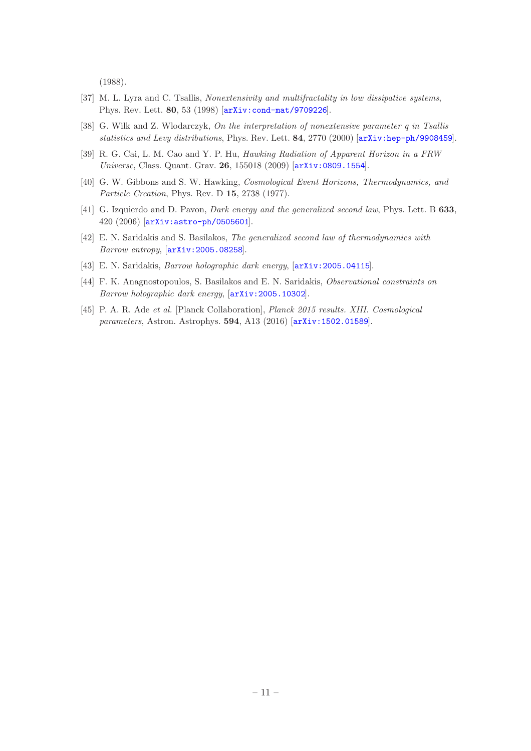(1988).

[37] M. L. Lyra and C. Tsallis, *Nonextensivity and multifractality in low dissipative systems*, Phys. Rev. Lett. **80**, 53 (1998) [arXiv:cond-mat/9709226].

[38] G. Wilk and Z. Wlodarczyk, *On the interpretation of nonextensive parameter q in Tsallis statistics and Levy distributions*, Phys. Rev. Lett. **84**, 2770 (2000) [arXiv:hep-ph/9908459].

[39] R. G. Cai, L. M. Cao and Y. P. Hu, *Hawking Radiation of Apparent Horizon in a FRW Universe*, Class. Quant. Grav. **26**, 155018 (2009) [arXiv:0809.1554].

[40] G. W. Gibbons and S. W. Hawking, *Cosmological Event Horizons, Thermodynamics, and Particle Creation*, Phys. Rev. D **15**, 2738 (1977).

[41] G. Izquierdo and D. Pavon, *Dark energy and the generalized second law*, Phys. Lett. B **633**, 420 (2006) [arXiv:astro-ph/0505601].

[42] E. N. Saridakis and S. Basilakos, *The generalized second law of thermodynamics with Barrow entropy*, [arXiv:2005.08258].

[43] E. N. Saridakis, *Barrow holographic dark energy*, [arXiv:2005.04115].

[44] F. K. Anagnostopoulos, S. Basilakos and E. N. Saridakis, *Observational constraints on Barrow holographic dark energy*, [arXiv:2005.10302].

[45] P. A. R. Ade *et al.* [Planck Collaboration], *Planck 2015 results. XIII. Cosmological parameters*, Astron. Astrophys. **594**, A13 (2016) [arXiv:1502.01589].